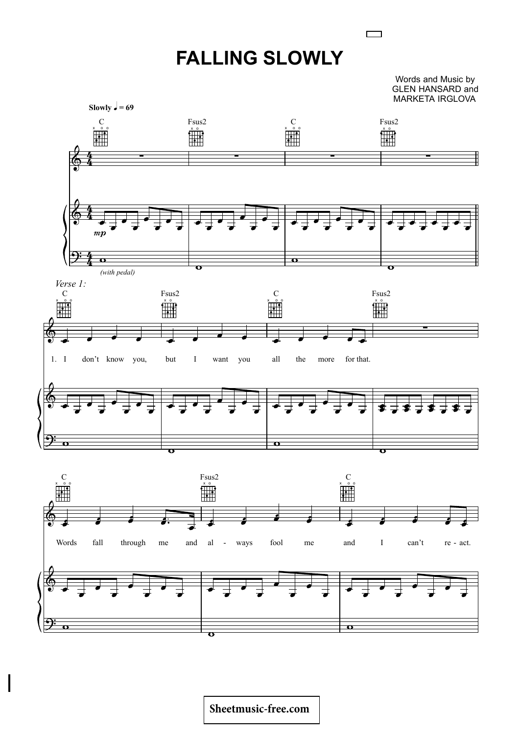# FALLING SLOWLY

Words and Music by
GLEN HANSARD and
MARKETA IRGLOVA

Slowly ♩ = 69

C Fsus2 C Fsus2

*mp*

*(with pedal)*

*Verse 1:*

C Fsus2 C Fsus2

1. I don't know you, but I want you all the more for that.

C Fsus2 C

Words fall through me and al - ways fool me and I can't re - act.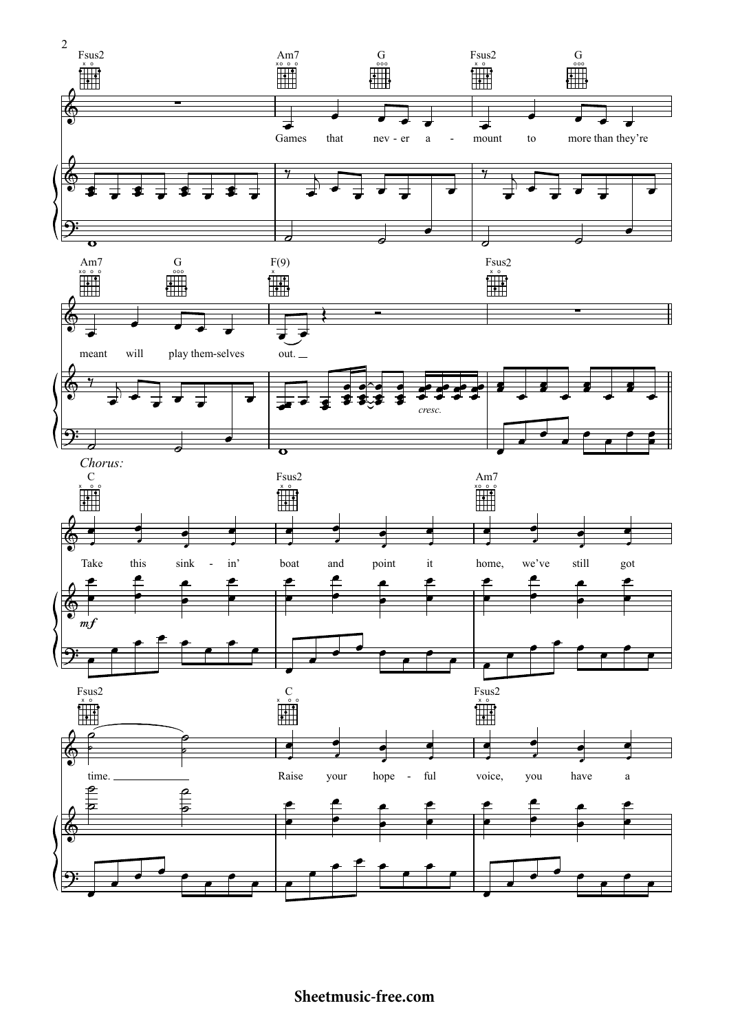Fsus2 | Am7 G | Fsus2 G

Games that nev - er a - mount to more than they're

Am7 G | F(9) | Fsus2

meant will play them-selves out.

*cresc.*

*Chorus:*

C | Fsus2 | Am7

Take this sink - in' boat and point it home, we've still got

*mf*

Fsus2 | C | Fsus2

time. Raise your hope - ful voice, you have a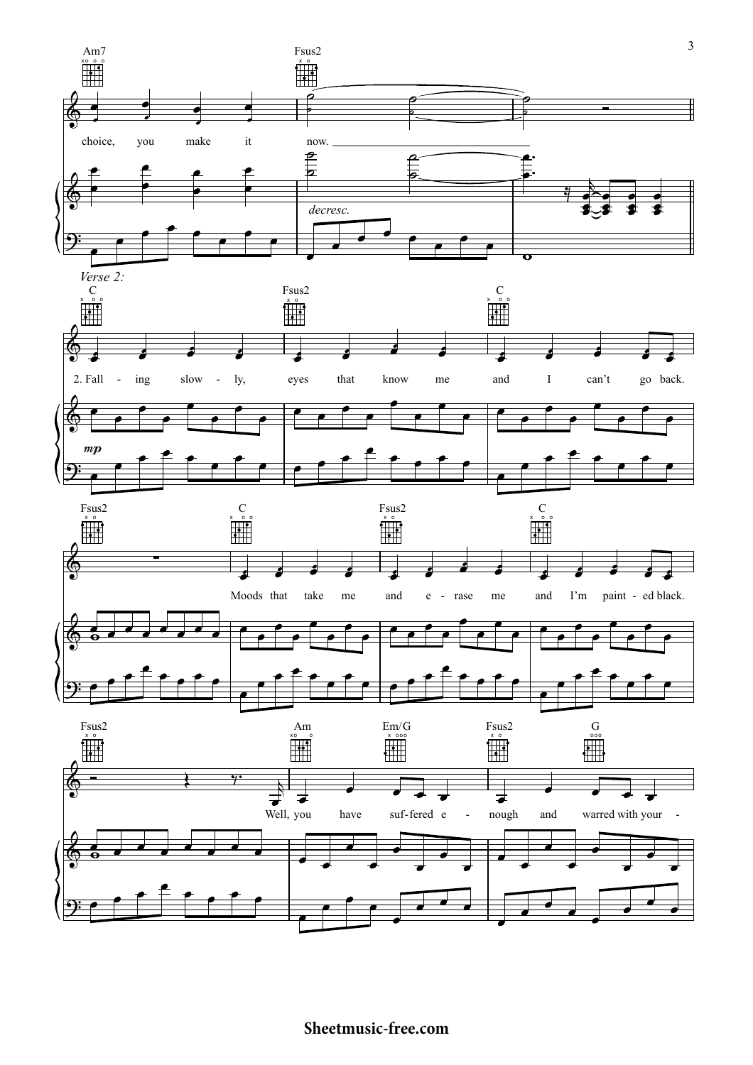Am7 Fsus2

choice, you make it now.

*decresc.*

*Verse 2:*

C Fsus2 C

2. Fall - ing slow - ly, eyes that know me and I can't go back.

*mp*

Fsus2 C Fsus2 C

Moods that take me and e - rase me and I'm paint - ed black.

Fsus2 Am Em/G Fsus2 G

Well, you have suf - fered e - nough and warred with your -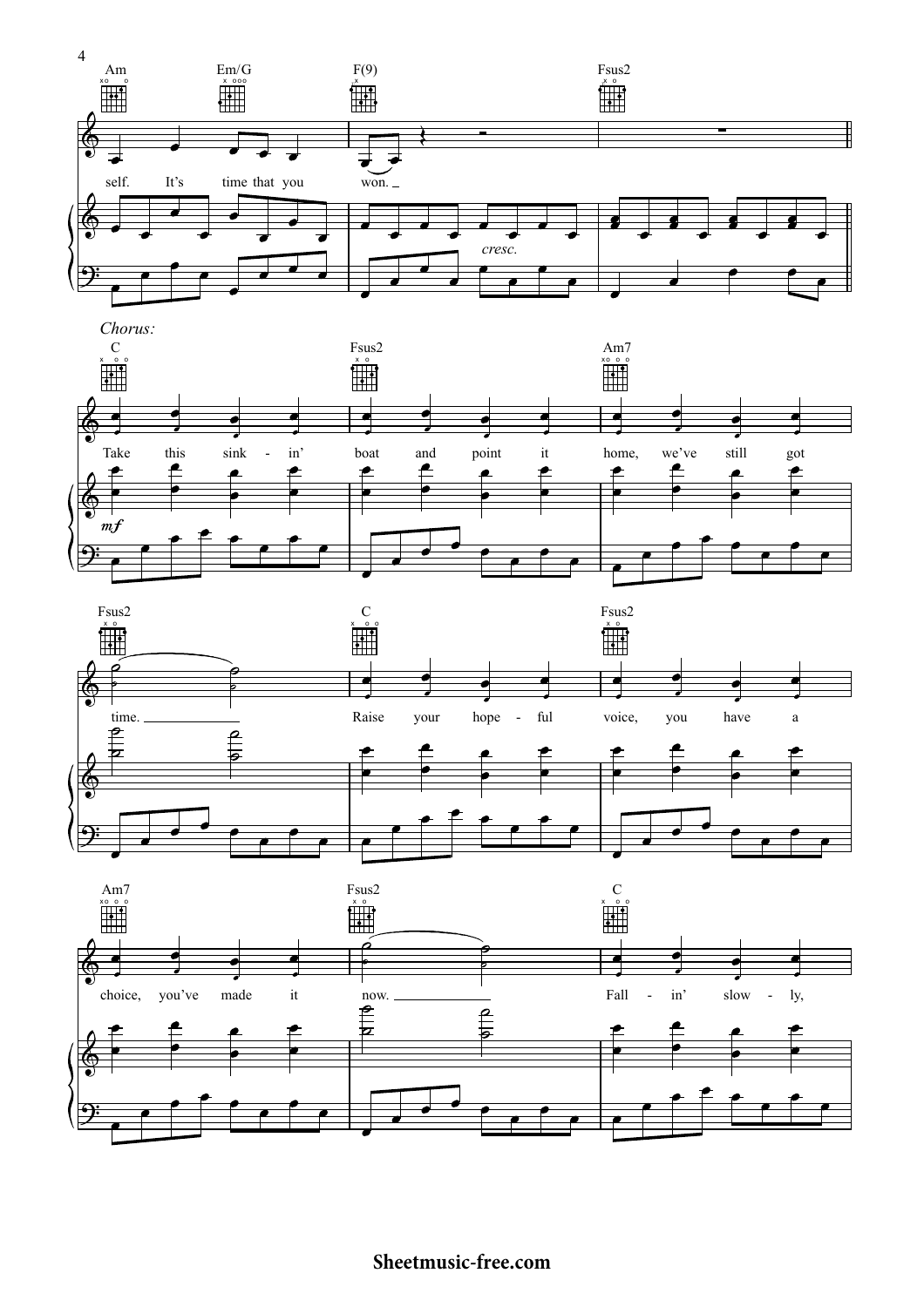Am Em/G F(9) Fsus2

self. It's time that you won. _

*cresc.*

*Chorus:*

C Fsus2 Am7

Take this sink - in' boat and point it home, we've still got

*mf*

Fsus2 C Fsus2

time. _ Raise your hope - ful voice, you have a

Am7 Fsus2 C

choice, you've made it now. _ Fall - in' slow - ly,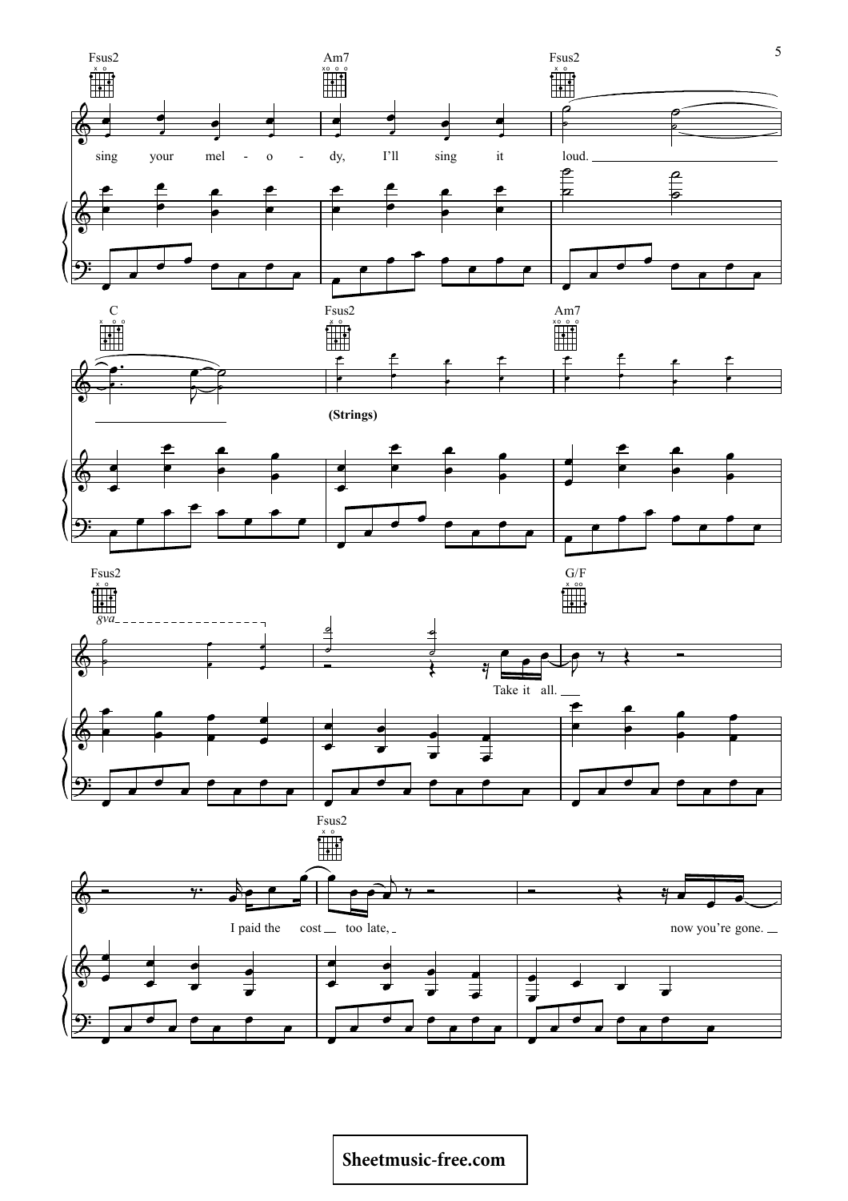Fsus2 Am7 Fsus2

sing your mel - o - dy, I'll sing it loud.

C Fsus2 Am7

(Strings)

Fsus2 G/F

8va

Take it all.

Fsus2

I paid the cost too late, now you're gone.

Sheetmusic-free.com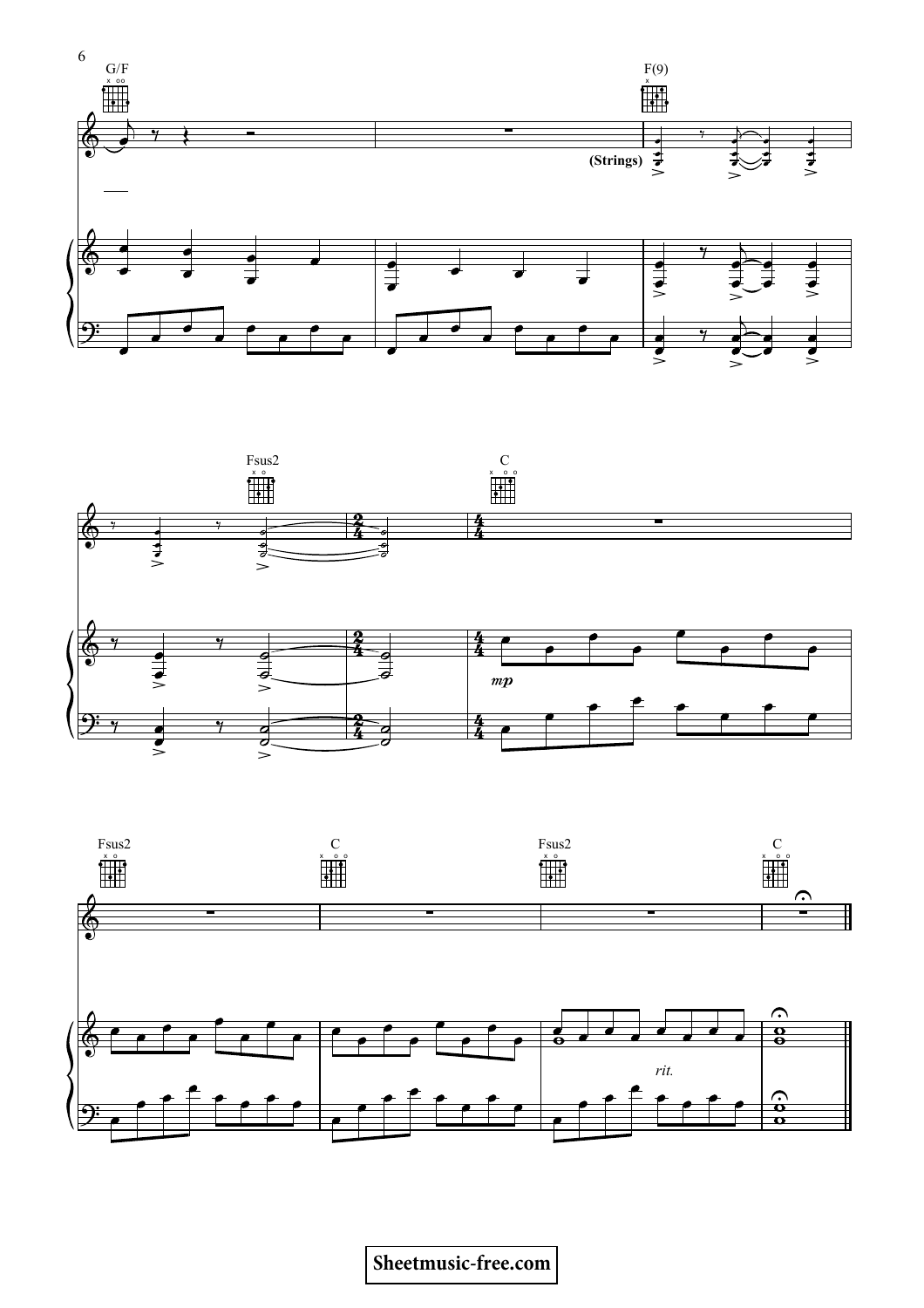G/F

F(9)

(Strings)

Fsus2

C

*mp*

Fsus2

C

Fsus2

C

*rit.*